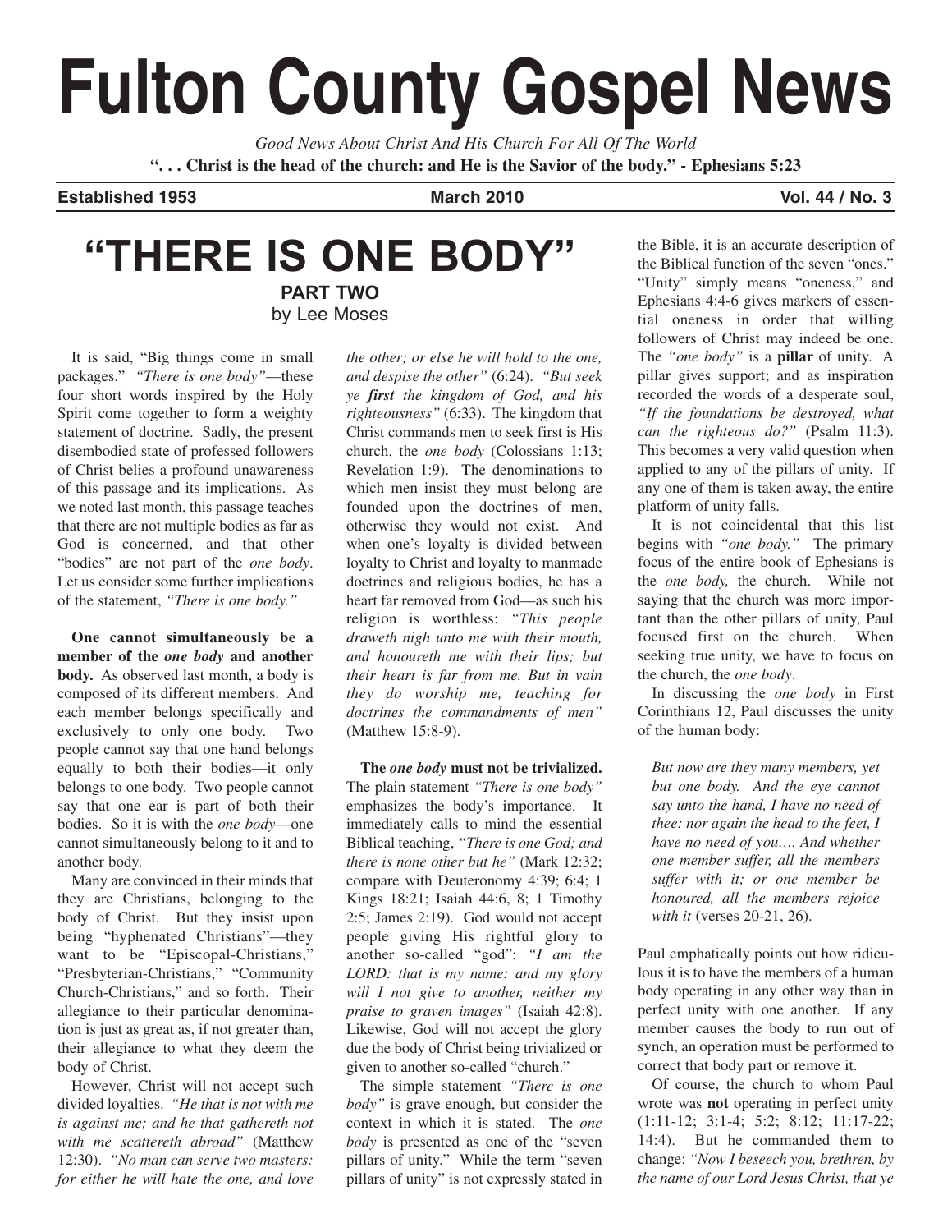# Fulton County Gospel News

*Good News About Christ And His Church For All Of The World*

**". . . Christ is the head of the church: and He is the Savior of the body." - Ephesians 5:23**

**Established 1953** **March 2010** **Vol. 44 / No. 3**

## "THERE IS ONE BODY"

### PART TWO

by Lee Moses

It is said, "Big things come in small packages." *"There is one body"*—these four short words inspired by the Holy Spirit come together to form a weighty statement of doctrine. Sadly, the present disembodied state of professed followers of Christ belies a profound unawareness of this passage and its implications. As we noted last month, this passage teaches that there are not multiple bodies as far as God is concerned, and that other "bodies" are not part of the *one body*. Let us consider some further implications of the statement, *"There is one body."*

**One cannot simultaneously be a member of the *one body* and another body.** As observed last month, a body is composed of its different members. And each member belongs specifically and exclusively to only one body. Two people cannot say that one hand belongs equally to both their bodies—it only belongs to one body. Two people cannot say that one ear is part of both their bodies. So it is with the *one body*—one cannot simultaneously belong to it and to another body.

Many are convinced in their minds that they are Christians, belonging to the body of Christ. But they insist upon being "hyphenated Christians"—they want to be "Episcopal-Christians," "Presbyterian-Christians," "Community Church-Christians," and so forth. Their allegiance to their particular denomination is just as great as, if not greater than, their allegiance to what they deem the body of Christ.

However, Christ will not accept such divided loyalties. *"He that is not with me is against me; and he that gathereth not with me scattereth abroad"* (Matthew 12:30). *"No man can serve two masters: for either he will hate the one, and love the other; or else he will hold to the one, and despise the other"* (6:24). *"But seek ye **first** the kingdom of God, and his righteousness"* (6:33). The kingdom that Christ commands men to seek first is His church, the *one body* (Colossians 1:13; Revelation 1:9). The denominations to which men insist they must belong are founded upon the doctrines of men, otherwise they would not exist. And when one's loyalty is divided between loyalty to Christ and loyalty to manmade doctrines and religious bodies, he has a heart far removed from God—as such his religion is worthless: *"This people draweth nigh unto me with their mouth, and honoureth me with their lips; but their heart is far from me. But in vain they do worship me, teaching for doctrines the commandments of men"* (Matthew 15:8-9).

**The *one body* must not be trivialized.** The plain statement *"There is one body"* emphasizes the body's importance. It immediately calls to mind the essential Biblical teaching, *"There is one God; and there is none other but he"* (Mark 12:32; compare with Deuteronomy 4:39; 6:4; 1 Kings 18:21; Isaiah 44:6, 8; 1 Timothy 2:5; James 2:19). God would not accept people giving His rightful glory to another so-called "god": *"I am the LORD: that is my name: and my glory will I not give to another, neither my praise to graven images"* (Isaiah 42:8). Likewise, God will not accept the glory due the body of Christ being trivialized or given to another so-called "church."

The simple statement *"There is one body"* is grave enough, but consider the context in which it is stated. The *one body* is presented as one of the "seven pillars of unity." While the term "seven pillars of unity" is not expressly stated in the Bible, it is an accurate description of the Biblical function of the seven "ones." "Unity" simply means "oneness," and Ephesians 4:4-6 gives markers of essential oneness in order that willing followers of Christ may indeed be one. The *"one body"* is a **pillar** of unity. A pillar gives support; and as inspiration recorded the words of a desperate soul, *"If the foundations be destroyed, what can the righteous do?"* (Psalm 11:3). This becomes a very valid question when applied to any of the pillars of unity. If any one of them is taken away, the entire platform of unity falls.

It is not coincidental that this list begins with *"one body."* The primary focus of the entire book of Ephesians is the *one body,* the church. While not saying that the church was more important than the other pillars of unity, Paul focused first on the church. When seeking true unity, we have to focus on the church, the *one body*.

In discussing the *one body* in First Corinthians 12, Paul discusses the unity of the human body:

> *But now are they many members, yet but one body. And the eye cannot say unto the hand, I have no need of thee: nor again the head to the feet, I have no need of you…. And whether one member suffer, all the members suffer with it; or one member be honoured, all the members rejoice with it* (verses 20-21, 26).

Paul emphatically points out how ridiculous it is to have the members of a human body operating in any other way than in perfect unity with one another. If any member causes the body to run out of synch, an operation must be performed to correct that body part or remove it.

Of course, the church to whom Paul wrote was **not** operating in perfect unity (1:11-12; 3:1-4; 5:2; 8:12; 11:17-22; 14:4). But he commanded them to change: *"Now I beseech you, brethren, by the name of our Lord Jesus Christ, that ye*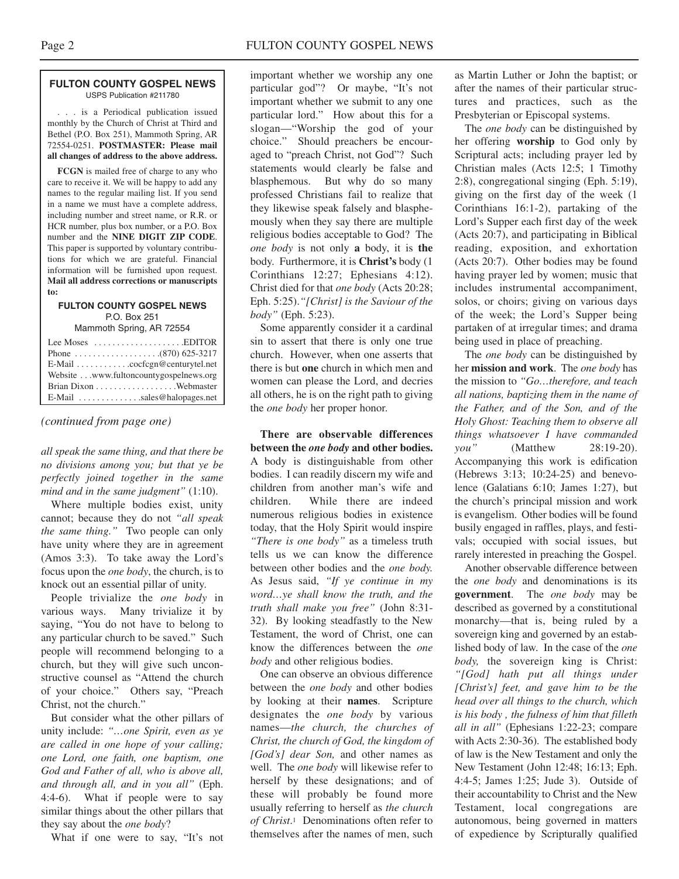**FULTON COUNTY GOSPEL NEWS**
USPS Publication #211780

. . . is a Periodical publication issued monthly by the Church of Christ at Third and Bethel (P.O. Box 251), Mammoth Spring, AR 72554-0251. **POSTMASTER: Please mail all changes of address to the above address.**

**FCGN** is mailed free of charge to any who care to receive it. We will be happy to add any names to the regular mailing list. If you send in a name we must have a complete address, including number and street name, or R.R. or HCR number, plus box number, or a P.O. Box number and the **NINE DIGIT ZIP CODE**. This paper is supported by voluntary contributions for which we are grateful. Financial information will be furnished upon request. **Mail all address corrections or manuscripts to:**

**FULTON COUNTY GOSPEL NEWS**
P.O. Box 251
Mammoth Spring, AR 72554

Lee Moses . . . . . . . . . . . . . . . . . . . .EDITOR
Phone . . . . . . . . . . . . . . . . . . .(870) 625-3217
E-Mail . . . . . . . . . . . .cocfcgn@centurytel.net
Website . . .www.fultoncountygospelnews.org
Brian Dixon . . . . . . . . . . . . . . . . .Webmaster
E-Mail . . . . . . . . . . . . . .sales@halopages.net

*(continued from page one)*

*all speak the same thing, and that there be no divisions among you; but that ye be perfectly joined together in the same mind and in the same judgment"* (1:10).

Where multiple bodies exist, unity cannot; because they do not *"all speak the same thing."* Two people can only have unity where they are in agreement (Amos 3:3). To take away the Lord's focus upon the *one body*, the church, is to knock out an essential pillar of unity.

People trivialize the *one body* in various ways. Many trivialize it by saying, "You do not have to belong to any particular church to be saved." Such people will recommend belonging to a church, but they will give such unconstructive counsel as "Attend the church of your choice." Others say, "Preach Christ, not the church."

But consider what the other pillars of unity include: *"…one Spirit, even as ye are called in one hope of your calling; one Lord, one faith, one baptism, one God and Father of all, who is above all, and through all, and in you all"* (Eph. 4:4-6). What if people were to say similar things about the other pillars that they say about the *one body*?

What if one were to say, "It's not important whether we worship any one particular god"? Or maybe, "It's not important whether we submit to any one particular lord." How about this for a slogan—"Worship the god of your choice." Should preachers be encouraged to "preach Christ, not God"? Such statements would clearly be false and blasphemous. But why do so many professed Christians fail to realize that they likewise speak falsely and blasphemously when they say there are multiple religious bodies acceptable to God? The *one body* is not only **a** body, it is **the** body. Furthermore, it is **Christ's** body (1 Corinthians 12:27; Ephesians 4:12). Christ died for that *one body* (Acts 20:28; Eph. 5:25). *"[Christ] is the Saviour of the body"* (Eph. 5:23).

Some apparently consider it a cardinal sin to assert that there is only one true church. However, when one asserts that there is but **one** church in which men and women can please the Lord, and decries all others, he is on the right path to giving the *one body* her proper honor.

**There are observable differences between the *one body* and other bodies.** A body is distinguishable from other bodies. I can readily discern my wife and children from another man's wife and children. While there are indeed numerous religious bodies in existence today, that the Holy Spirit would inspire *"There is one body"* as a timeless truth tells us we can know the difference between other bodies and the *one body.* As Jesus said, *"If ye continue in my word…ye shall know the truth, and the truth shall make you free"* (John 8:31-32). By looking steadfastly to the New Testament, the word of Christ, one can know the differences between the *one body* and other religious bodies.

One can observe an obvious difference between the *one body* and other bodies by looking at their **names**. Scripture designates the *one body* by various names—*the church, the churches of Christ, the church of God, the kingdom of [God's] dear Son,* and other names as well. The *one body* will likewise refer to herself by these designations; and of these will probably be found more usually referring to herself as *the church of Christ*.[1] Denominations often refer to themselves after the names of men, such as Martin Luther or John the baptist; or after the names of their particular structures and practices, such as the Presbyterian or Episcopal systems.

The *one body* can be distinguished by her offering **worship** to God only by Scriptural acts; including prayer led by Christian males (Acts 12:5; 1 Timothy 2:8), congregational singing (Eph. 5:19), giving on the first day of the week (1 Corinthians 16:1-2), partaking of the Lord's Supper each first day of the week (Acts 20:7), and participating in Biblical reading, exposition, and exhortation (Acts 20:7). Other bodies may be found having prayer led by women; music that includes instrumental accompaniment, solos, or choirs; giving on various days of the week; the Lord's Supper being partaken of at irregular times; and drama being used in place of preaching.

The *one body* can be distinguished by her **mission and work**. The *one body* has the mission to *"Go…therefore, and teach all nations, baptizing them in the name of the Father, and of the Son, and of the Holy Ghost: Teaching them to observe all things whatsoever I have commanded you"* (Matthew 28:19-20). Accompanying this work is edification (Hebrews 3:13; 10:24-25) and benevolence (Galatians 6:10; James 1:27), but the church's principal mission and work is evangelism. Other bodies will be found busily engaged in raffles, plays, and festivals; occupied with social issues, but rarely interested in preaching the Gospel.

Another observable difference between the *one body* and denominations is its **government**. The *one body* may be described as governed by a constitutional monarchy—that is, being ruled by a sovereign king and governed by an established body of law. In the case of the *one body,* the sovereign king is Christ: *"[God] hath put all things under [Christ's] feet, and gave him to be the head over all things to the church, which is his body , the fulness of him that filleth all in all"* (Ephesians 1:22-23; compare with Acts 2:30-36). The established body of law is the New Testament and only the New Testament (John 12:48; 16:13; Eph. 4:4-5; James 1:25; Jude 3). Outside of their accountability to Christ and the New Testament, local congregations are autonomous, being governed in matters of expedience by Scripturally qualified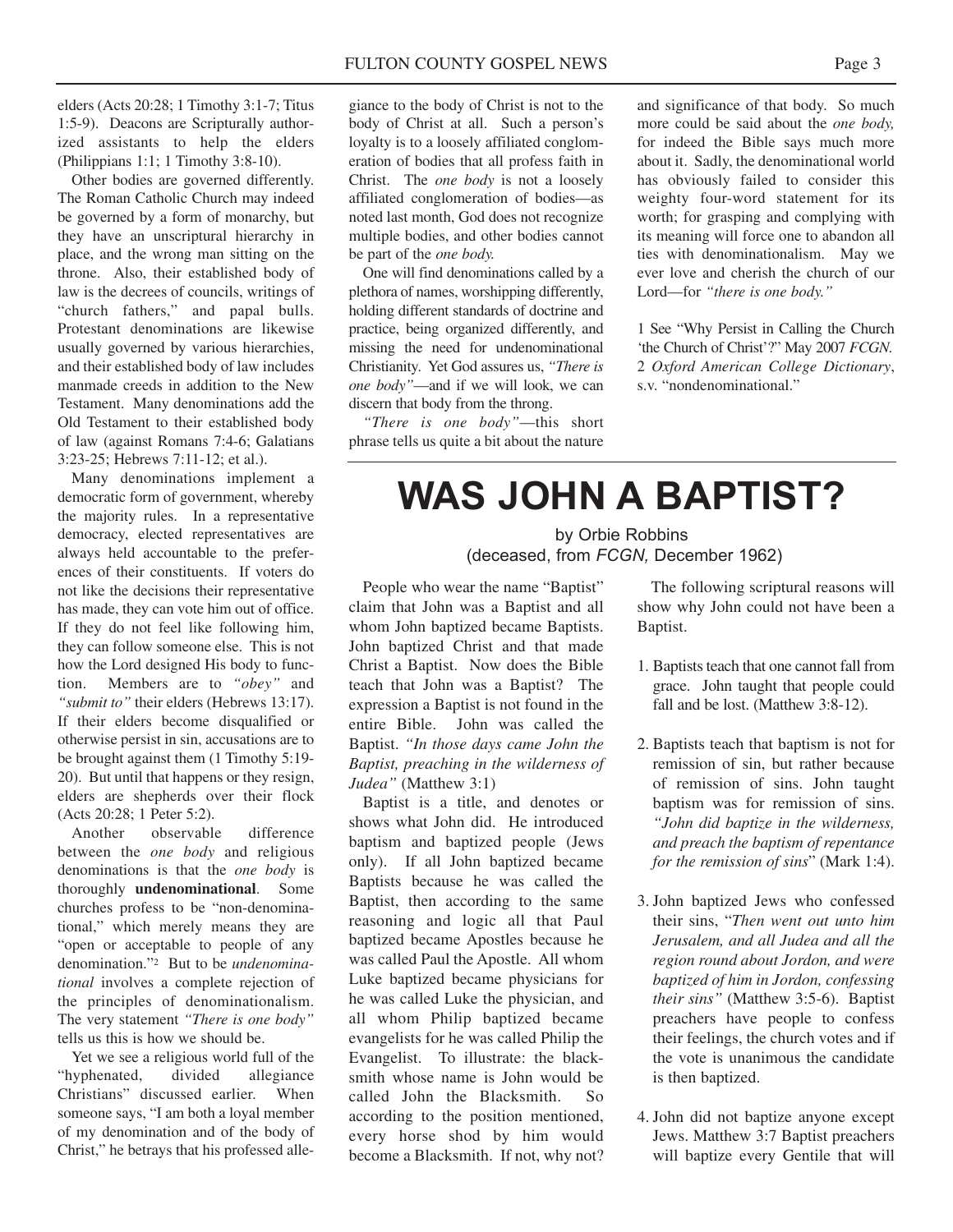elders (Acts 20:28; 1 Timothy 3:1-7; Titus 1:5-9). Deacons are Scripturally authorized assistants to help the elders (Philippians 1:1; 1 Timothy 3:8-10).

Other bodies are governed differently. The Roman Catholic Church may indeed be governed by a form of monarchy, but they have an unscriptural hierarchy in place, and the wrong man sitting on the throne. Also, their established body of law is the decrees of councils, writings of "church fathers," and papal bulls. Protestant denominations are likewise usually governed by various hierarchies, and their established body of law includes manmade creeds in addition to the New Testament. Many denominations add the Old Testament to their established body of law (against Romans 7:4-6; Galatians 3:23-25; Hebrews 7:11-12; et al.).

Many denominations implement a democratic form of government, whereby the majority rules. In a representative democracy, elected representatives are always held accountable to the preferences of their constituents. If voters do not like the decisions their representative has made, they can vote him out of office. If they do not feel like following him, they can follow someone else. This is not how the Lord designed His body to function. Members are to *"obey"* and *"submit to"* their elders (Hebrews 13:17). If their elders become disqualified or otherwise persist in sin, accusations are to be brought against them (1 Timothy 5:19-20). But until that happens or they resign, elders are shepherds over their flock (Acts 20:28; 1 Peter 5:2).

Another observable difference between the *one body* and religious denominations is that the *one body* is thoroughly **undenominational**. Some churches profess to be "non-denominational," which merely means they are "open or acceptable to people of any denomination."[2] But to be *undenominational* involves a complete rejection of the principles of denominationalism. The very statement *"There is one body"* tells us this is how we should be.

Yet we see a religious world full of the "hyphenated, divided allegiance Christians" discussed earlier. When someone says, "I am both a loyal member of my denomination and of the body of Christ," he betrays that his professed allegiance to the body of Christ is not to the body of Christ at all. Such a person's loyalty is to a loosely affiliated conglomeration of bodies that all profess faith in Christ. The *one body* is not a loosely affiliated conglomeration of bodies—as noted last month, God does not recognize multiple bodies, and other bodies cannot be part of the *one body.*

One will find denominations called by a plethora of names, worshipping differently, holding different standards of doctrine and practice, being organized differently, and missing the need for undenominational Christianity. Yet God assures us, *"There is one body"*—and if we will look, we can discern that body from the throng.

*"There is one body"*—this short phrase tells us quite a bit about the nature and significance of that body. So much more could be said about the *one body,* for indeed the Bible says much more about it. Sadly, the denominational world has obviously failed to consider this weighty four-word statement for its worth; for grasping and complying with its meaning will force one to abandon all ties with denominationalism. May we ever love and cherish the church of our Lord—for *"there is one body."*

1 See "Why Persist in Calling the Church 'the Church of Christ'?" May 2007 *FCGN.*
2 *Oxford American College Dictionary*, s.v. "nondenominational."

# WAS JOHN A BAPTIST?

by Orbie Robbins
(deceased, from *FCGN,* December 1962)

People who wear the name "Baptist" claim that John was a Baptist and all whom John baptized became Baptists. John baptized Christ and that made Christ a Baptist. Now does the Bible teach that John was a Baptist? The expression a Baptist is not found in the entire Bible. John was called the Baptist. *"In those days came John the Baptist, preaching in the wilderness of Judea"* (Matthew 3:1)

Baptist is a title, and denotes or shows what John did. He introduced baptism and baptized people (Jews only). If all John baptized became Baptists because he was called the Baptist, then according to the same reasoning and logic all that Paul baptized became Apostles because he was called Paul the Apostle. All whom Luke baptized became physicians for he was called Luke the physician, and all whom Philip baptized became evangelists for he was called Philip the Evangelist. To illustrate: the blacksmith whose name is John would be called John the Blacksmith. So according to the position mentioned, every horse shod by him would become a Blacksmith. If not, why not?

The following scriptural reasons will show why John could not have been a Baptist.

1. Baptists teach that one cannot fall from grace. John taught that people could fall and be lost. (Matthew 3:8-12).

2. Baptists teach that baptism is not for remission of sin, but rather because of remission of sins. John taught baptism was for remission of sins. *"John did baptize in the wilderness, and preach the baptism of repentance for the remission of sins*" (Mark 1:4).

3. John baptized Jews who confessed their sins, "*Then went out unto him Jerusalem, and all Judea and all the region round about Jordon, and were baptized of him in Jordon, confessing their sins"* (Matthew 3:5-6). Baptist preachers have people to confess their feelings, the church votes and if the vote is unanimous the candidate is then baptized.

4. John did not baptize anyone except Jews. Matthew 3:7 Baptist preachers will baptize every Gentile that will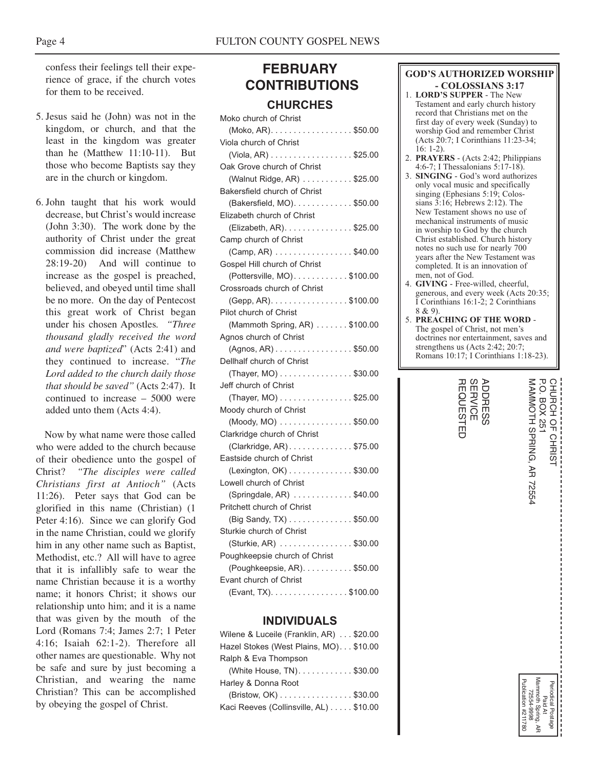confess their feelings tell their experience of grace, if the church votes for them to be received.

5. Jesus said he (John) was not in the kingdom, or church, and that the least in the kingdom was greater than he (Matthew 11:10-11). But those who become Baptists say they are in the church or kingdom.

6. John taught that his work would decrease, but Christ's would increase (John 3:30). The work done by the authority of Christ under the great commission did increase (Matthew 28:19-20) And will continue to increase as the gospel is preached, believed, and obeyed until time shall be no more. On the day of Pentecost this great work of Christ began under his chosen Apostles. *"Three thousand gladly received the word and were baptized*" (Acts 2:41) and they continued to increase. "*The Lord added to the church daily those that should be saved"* (Acts 2:47). It continued to increase – 5000 were added unto them (Acts 4:4).

Now by what name were those called who were added to the church because of their obedience unto the gospel of Christ? *"The disciples were called Christians first at Antioch"* (Acts 11:26). Peter says that God can be glorified in this name (Christian) (1 Peter 4:16). Since we can glorify God in the name Christian, could we glorify him in any other name such as Baptist, Methodist, etc.? All will have to agree that it is infallibly safe to wear the name Christian because it is a worthy name; it honors Christ; it shows our relationship unto him; and it is a name that was given by the mouth of the Lord (Romans 7:4; James 2:7; 1 Peter 4:16; Isaiah 62:1-2). Therefore all other names are questionable. Why not be safe and sure by just becoming a Christian, and wearing the name Christian? This can be accomplished by obeying the gospel of Christ.

# FEBRUARY CONTRIBUTIONS

## CHURCHES

Moko church of Christ (Moko, AR) . . . . . $50.00
Viola church of Christ (Viola, AR) . . . . . $25.00
Oak Grove church of Christ (Walnut Ridge, AR) . . . . . $25.00
Bakersfield church of Christ (Bakersfield, MO) . . . . . $50.00
Elizabeth church of Christ (Elizabeth, AR) . . . . . $25.00
Camp church of Christ (Camp, AR) . . . . . $40.00
Gospel Hill church of Christ (Pottersville, MO) . . . . . $100.00
Crossroads church of Christ (Gepp, AR) . . . . . $100.00
Pilot church of Christ (Mammoth Spring, AR) . . . . . $100.00
Agnos church of Christ (Agnos, AR) . . . . . $50.00
Dellhalf church of Christ (Thayer, MO) . . . . . $30.00
Jeff church of Christ (Thayer, MO) . . . . . $25.00
Moody church of Christ (Moody, MO) . . . . . $50.00
Clarkridge church of Christ (Clarkridge, AR) . . . . . $75.00
Eastside church of Christ (Lexington, OK) . . . . . $30.00
Lowell church of Christ (Springdale, AR) . . . . . $40.00
Pritchett church of Christ (Big Sandy, TX) . . . . . $50.00
Sturkie church of Christ (Sturkie, AR) . . . . . $30.00
Poughkeepsie church of Christ (Poughkeepsie, AR) . . . . . $50.00
Evant church of Christ (Evant, TX) . . . . . $100.00

## INDIVIDUALS

Wilene & Luceile (Franklin, AR) . . . $20.00
Hazel Stokes (West Plains, MO) . . . $10.00
Ralph & Eva Thompson (White House, TN) . . . . . $30.00
Harley & Donna Root (Bristow, OK) . . . . . $30.00
Kaci Reeves (Collinsville, AL) . . . . . $10.00

## GOD'S AUTHORIZED WORSHIP - COLOSSIANS 3:17

1. **LORD'S SUPPER** - The New Testament and early church history record that Christians met on the first day of every week (Sunday) to worship God and remember Christ (Acts 20:7; I Corinthians 11:23-34; 16: 1-2).
2. **PRAYERS** - (Acts 2:42; Philippians 4:6-7; I Thessalonians 5:17-18).
3. **SINGING** - God's word authorizes only vocal music and specifically singing (Ephesians 5:19; Colossians 3:16; Hebrews 2:12). The New Testament shows no use of mechanical instruments of music in worship to God by the church Christ established. Church history notes no such use for nearly 700 years after the New Testament was completed. It is an innovation of men, not of God.
4. **GIVING** - Free-willed, cheerful, generous, and every week (Acts 20:35; I Corinthians 16:1-2; 2 Corinthians 8 & 9).
5. **PREACHING OF THE WORD** - The gospel of Christ, not men's doctrines nor entertainment, saves and strengthens us (Acts 2:42; 20:7; Romans 10:17; I Corinthians 1:18-23).

CHURCH OF CHRIST
P.O. BOX 251
MAMMOTH SPRING, AR 72554

ADDRESS SERVICE REQUESTED

Periodical Postage Paid At Mammoth Spring, AR 72554-9998 Publication #211780